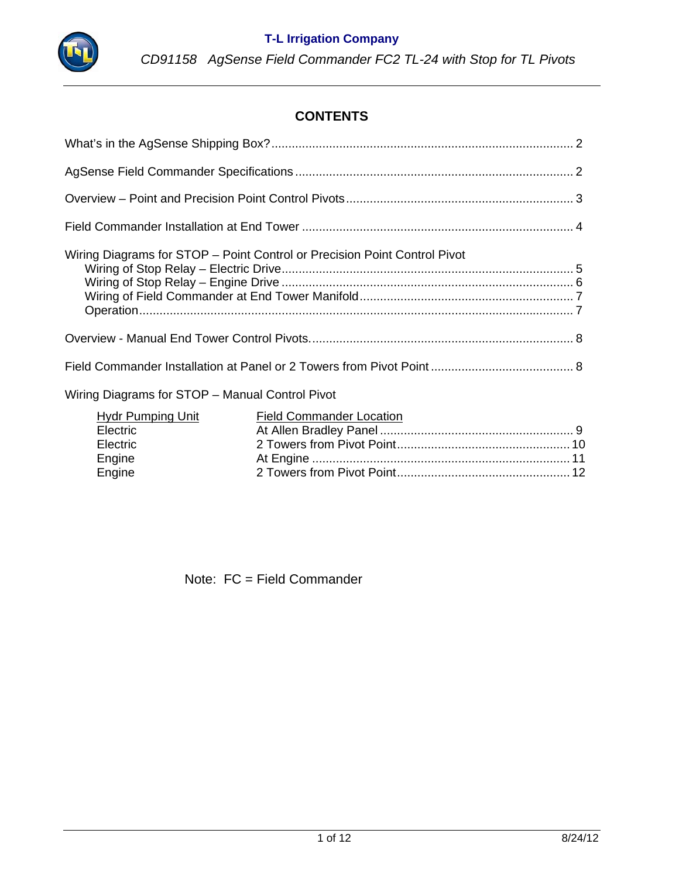# CONTENTS

What's in the AgSense Shipping Box? ........ 2

AgSense Field Commander Specifications ........ 2

Overview – Point and Precision Point Control Pivots ........ 3

Field Commander Installation at End Tower ........ 4

Wiring Diagrams for STOP – Point Control or Precision Point Control Pivot
- Wiring of Stop Relay – Electric Drive ........ 5
- Wiring of Stop Relay – Engine Drive ........ 6
- Wiring of Field Commander at End Tower Manifold ........ 7
- Operation ........ 7

Overview - Manual End Tower Control Pivots. ........ 8

Field Commander Installation at Panel or 2 Towers from Pivot Point ........ 8

Wiring Diagrams for STOP – Manual Control Pivot

| Hydr Pumping Unit | Field Commander Location | |
|---|---|---|
| Electric | At Allen Bradley Panel | 9 |
| Electric | 2 Towers from Pivot Point | 10 |
| Engine | At Engine | 11 |
| Engine | 2 Towers from Pivot Point | 12 |

Note: FC = Field Commander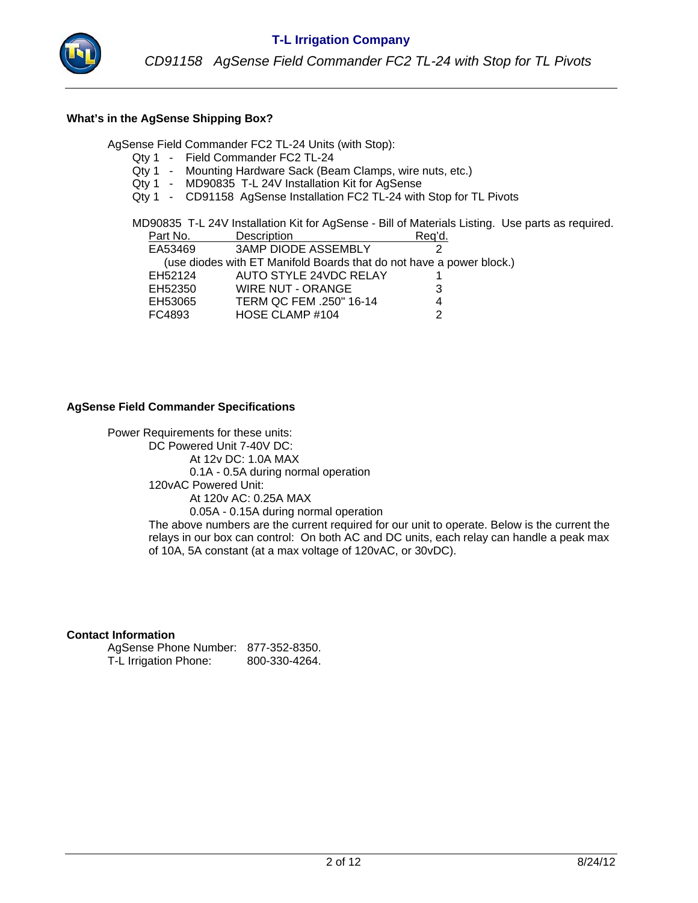## What's in the AgSense Shipping Box?

AgSense Field Commander FC2 TL-24 Units (with Stop):

- Qty 1 - Field Commander FC2 TL-24
- Qty 1 - Mounting Hardware Sack (Beam Clamps, wire nuts, etc.)
- Qty 1 - MD90835 T-L 24V Installation Kit for AgSense
- Qty 1 - CD91158 AgSense Installation FC2 TL-24 with Stop for TL Pivots

MD90835 T-L 24V Installation Kit for AgSense - Bill of Materials Listing. Use parts as required.

| Part No. | Description | Req'd. |
|---|---|---|
| EA53469 | 3AMP DIODE ASSEMBLY | 2 |
| (use diodes with ET Manifold Boards that do not have a power block.) | | |
| EH52124 | AUTO STYLE 24VDC RELAY | 1 |
| EH52350 | WIRE NUT - ORANGE | 3 |
| EH53065 | TERM QC FEM .250" 16-14 | 4 |
| FC4893 | HOSE CLAMP #104 | 2 |

## AgSense Field Commander Specifications

Power Requirements for these units:

- DC Powered Unit 7-40V DC:
  - At 12v DC: 1.0A MAX
  - 0.1A - 0.5A during normal operation
- 120vAC Powered Unit:
  - At 120v AC: 0.25A MAX
  - 0.05A - 0.15A during normal operation

The above numbers are the current required for our unit to operate. Below is the current the relays in our box can control: On both AC and DC units, each relay can handle a peak max of 10A, 5A constant (at a max voltage of 120vAC, or 30vDC).

## Contact Information

AgSense Phone Number: 877-352-8350.
T-L Irrigation Phone: 800-330-4264.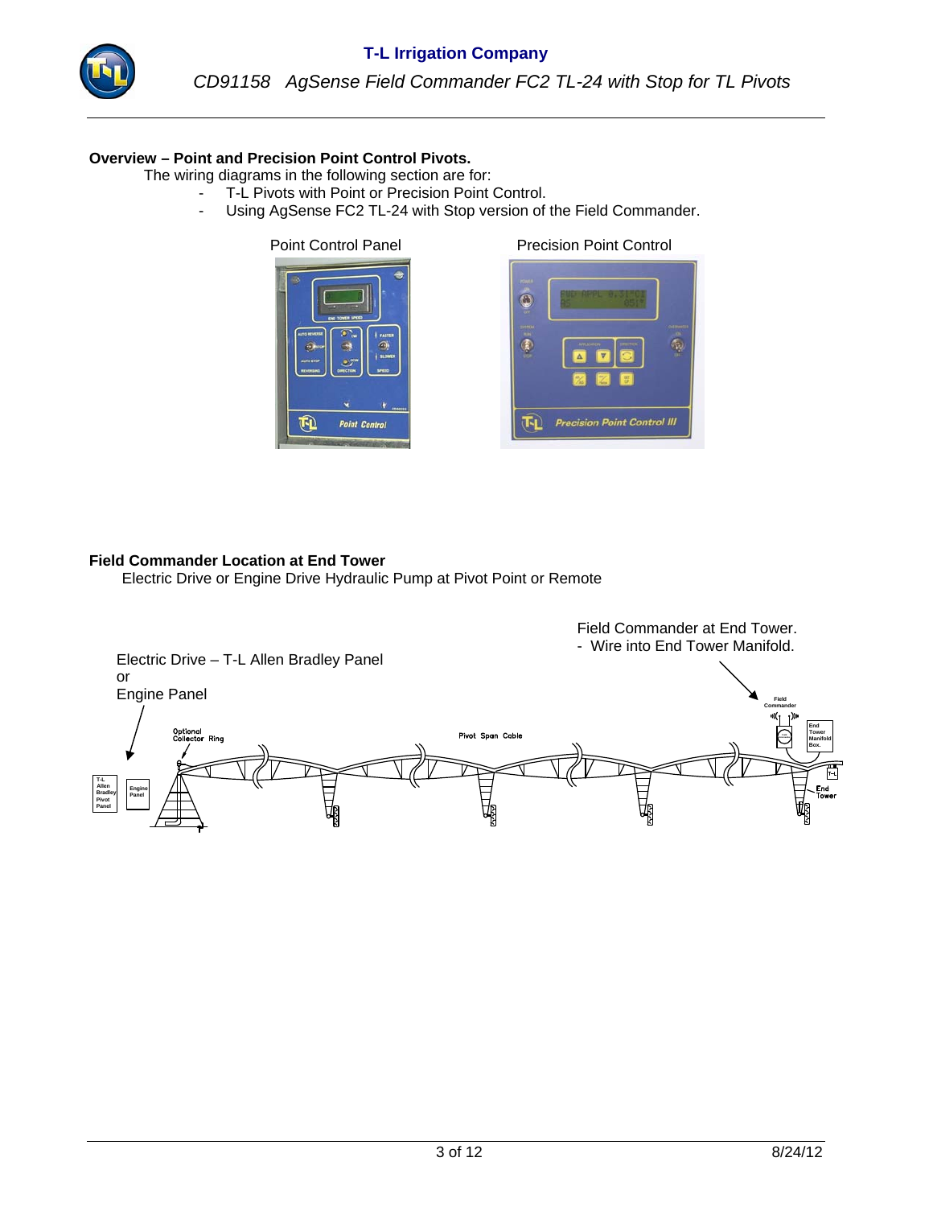**Overview – Point and Precision Point Control Pivots.**

The wiring diagrams in the following section are for:

- T-L Pivots with Point or Precision Point Control.
- Using AgSense FC2 TL-24 with Stop version of the Field Commander.

Point Control Panel

Precision Point Control

**Field Commander Location at End Tower**

Electric Drive or Engine Drive Hydraulic Pump at Pivot Point or Remote

Field Commander at End Tower.
- Wire into End Tower Manifold.

Electric Drive – T-L Allen Bradley Panel
or
Engine Panel

Optional Collector Ring

Pivot Span Cable

Field Commander

End Tower Manifold Box.

T-L Allen Bradley Pivot Panel

Engine Panel

End Tower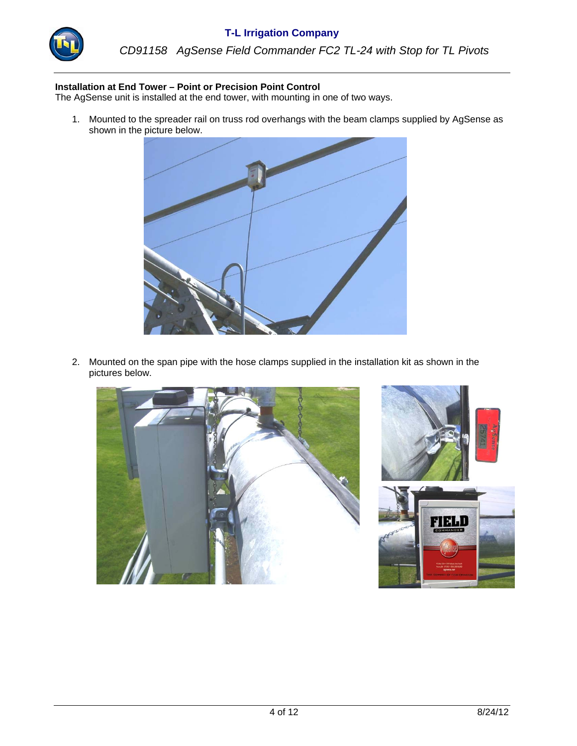**Installation at End Tower – Point or Precision Point Control**

The AgSense unit is installed at the end tower, with mounting in one of two ways.

1. Mounted to the spreader rail on truss rod overhangs with the beam clamps supplied by AgSense as shown in the picture below.

2. Mounted on the span pipe with the hose clamps supplied in the installation kit as shown in the pictures below.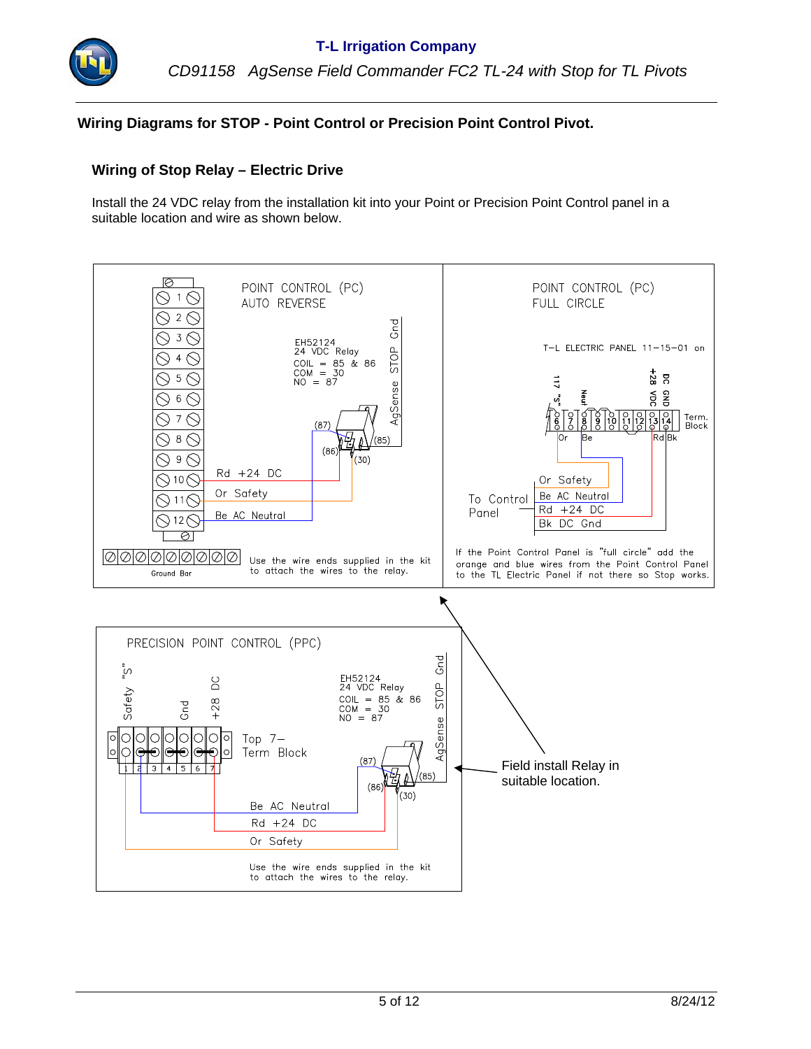## Wiring Diagrams for STOP - Point Control or Precision Point Control Pivot.

### Wiring of Stop Relay – Electric Drive

Install the 24 VDC relay from the installation kit into your Point or Precision Point Control panel in a suitable location and wire as shown below.

POINT CONTROL (PC)
AUTO REVERSE

EH52124
24 VDC Relay
COIL = 85 & 86
COM = 30
NO = 87

AgSense STOP Gnd

(87) (85) (86) (30)

Rd +24 DC

Or Safety

Be AC Neutral

Ground Bar

Use the wire ends supplied in the kit to attach the wires to the relay.

POINT CONTROL (PC)
FULL CIRCLE

T–L ELECTRIC PANEL 11–15–01 on

117 "S" Neut +28 VDC DC GND

Term. Block

Or Be Rd Bk

To Control Panel

Or Safety

Be AC Neutral

Rd +24 DC

Bk DC Gnd

If the Point Control Panel is "full circle" add the orange and blue wires from the Point Control Panel to the TL Electric Panel if not there so Stop works.

PRECISION POINT CONTROL (PPC)

Safety "S" Gnd +28 DC

Top 7– Term Block

EH52124
24 VDC Relay
COIL = 85 & 86
COM = 30
NO = 87

AgSense STOP Gnd

(87) (85) (86) (30)

Be AC Neutral

Rd +24 DC

Or Safety

Use the wire ends supplied in the kit to attach the wires to the relay.

Field install Relay in suitable location.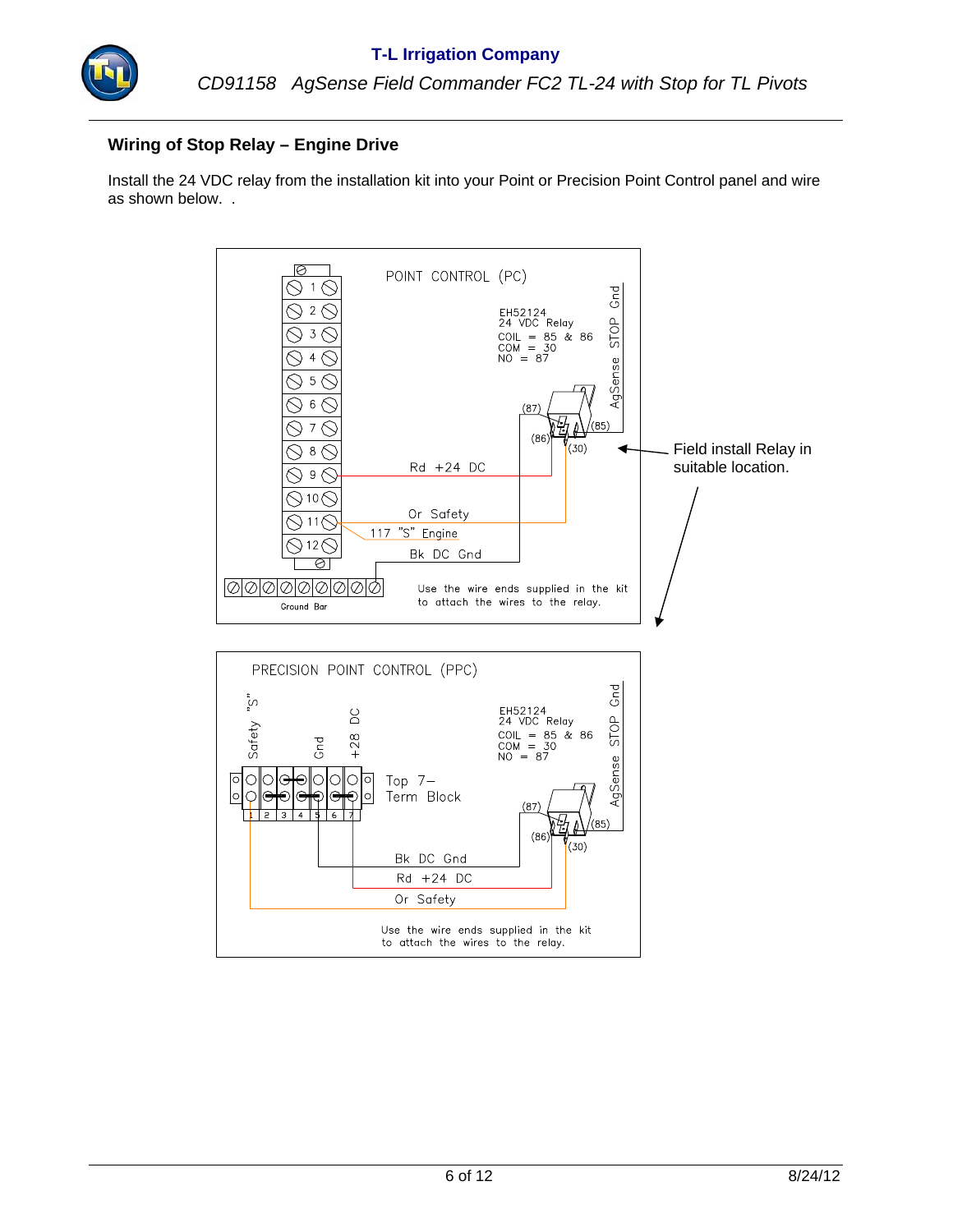## Wiring of Stop Relay – Engine Drive

Install the 24 VDC relay from the installation kit into your Point or Precision Point Control panel and wire as shown below. .

POINT CONTROL (PC)

EH52124
24 VDC Relay
COIL = 85 & 86
COM = 30
NO = 87

AgSense STOP Gnd

(87) (85) (86) (30)

Rd +24 DC

Or Safety

117 "S" Engine

Bk DC Gnd

Ground Bar

Use the wire ends supplied in the kit to attach the wires to the relay.

Field install Relay in suitable location.

PRECISION POINT CONTROL (PPC)

Safety "S"   Gnd   +28 DC

Top 7–Term Block

EH52124
24 VDC Relay
COIL = 85 & 86
COM = 30
NO = 87

AgSense STOP Gnd

(87) (85) (86) (30)

Bk DC Gnd

Rd +24 DC

Or Safety

Use the wire ends supplied in the kit to attach the wires to the relay.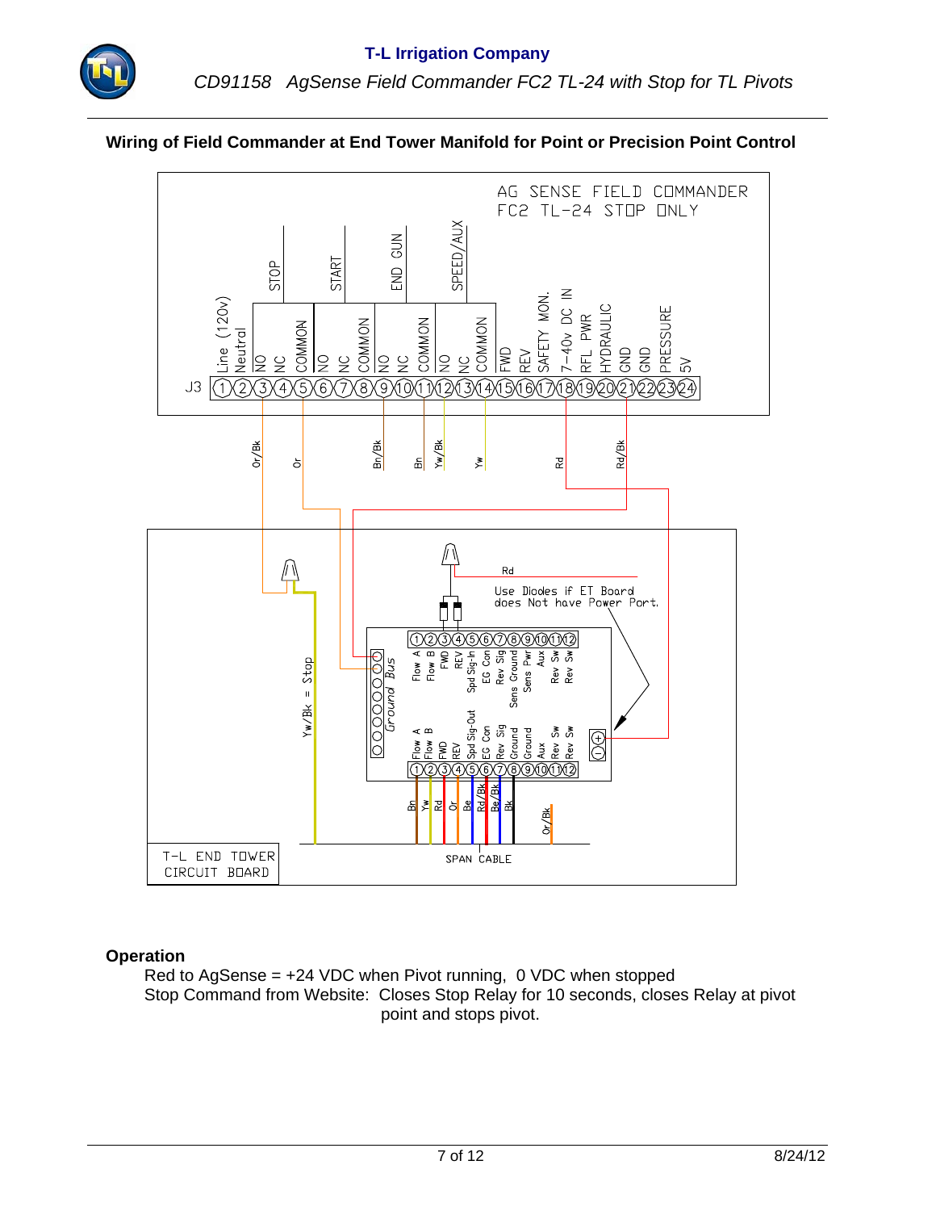## Wiring of Field Commander at End Tower Manifold for Point or Precision Point Control

AG SENSE FIELD COMMANDER FC2 TL-24 STOP ONLY

J3 terminals:

| 1 | 2 | 3 | 4 | 5 | 6 | 7 | 8 | 9 | 10 | 11 | 12 | 13 | 14 | 15 | 16 | 17 | 18 | 19 | 20 | 21 | 22 | 23 | 24 |
|---|---|---|---|---|---|---|---|---|---|---|---|---|---|---|---|---|---|---|---|---|---|---|---|
| Line (120v) | Neutral | NO | NC | COMMON | NO | NC | COMMON | NO | NC | COMMON | NO | NC | COMMON | FWD | REV | SAFETY MON. | 7-40v DC IN | RFL PWR | HYDRAULIC | GND | GND | PRESSURE | 5V |

Relay groups: STOP (3–5), START (6–8), END GUN (9–11), SPEED/AUX (12–14)

Wires: Or/Bk, Or, Bn/Bk, Bn, Yw/Bk, Yw, Rd, Rd/Bk

Yw/Bk = Stop

Rd

Use Diodes if ET Board does Not have Power Port.

Ground Bus

ET board top terminals: 1 Flow A, 2 Flow B, 3 FWD, 4 REV, 5 Spd Sig-In, 6 EG Con, 7 Rev Sig, 8 Sens Ground, 9 Sens Pwr, 10 Aux, 11 Rev Sw, 12 Rev Sw

ET board bottom terminals: 1 Flow A, 2 Flow B, 3 FWD, 4 REV, 5 Spd Sig-Out, 6 EG Con, 7 Rev Sig, 8 Ground, 9 Aux, 10 Rev Sw, 11 Rev Sw, 12

Span cable wires: Bn, Yw, Rd, Or, Be, Rd/Bk, Be/Bk, Bk, Or/Bk

T-L END TOWER CIRCUIT BOARD

SPAN CABLE

### Operation

Red to AgSense = +24 VDC when Pivot running, 0 VDC when stopped

Stop Command from Website: Closes Stop Relay for 10 seconds, closes Relay at pivot point and stops pivot.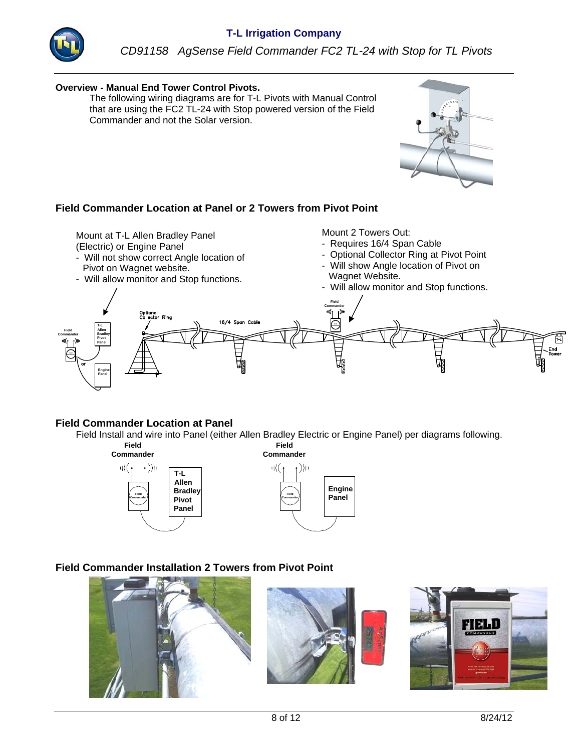**Overview - Manual End Tower Control Pivots.**

The following wiring diagrams are for T-L Pivots with Manual Control that are using the FC2 TL-24 with Stop powered version of the Field Commander and not the Solar version.

## Field Commander Location at Panel or 2 Towers from Pivot Point

Mount at T-L Allen Bradley Panel (Electric) or Engine Panel

- Will not show correct Angle location of Pivot on Wagnet website.
- Will allow monitor and Stop functions.

Mount 2 Towers Out:

- Requires 16/4 Span Cable
- Optional Collector Ring at Pivot Point
- Will show Angle location of Pivot on Wagnet Website.
- Will allow monitor and Stop functions.

## Field Commander Location at Panel

Field Install and wire into Panel (either Allen Bradley Electric or Engine Panel) per diagrams following.

## Field Commander Installation 2 Towers from Pivot Point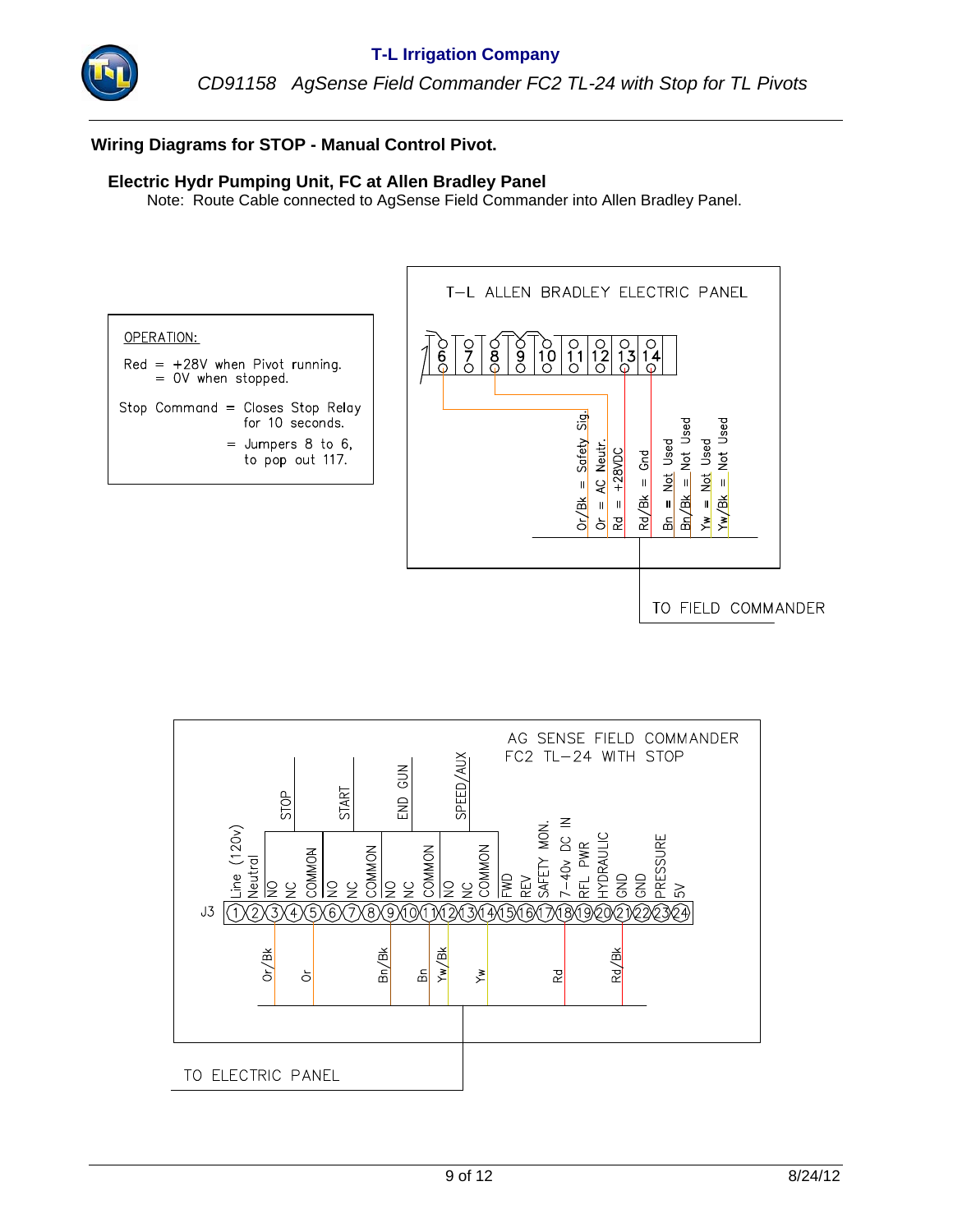## Wiring Diagrams for STOP - Manual Control Pivot.

### Electric Hydr Pumping Unit, FC at Allen Bradley Panel

Note: Route Cable connected to AgSense Field Commander into Allen Bradley Panel.

OPERATION:

Red = +28V when Pivot running.
= 0V when stopped.

Stop Command = Closes Stop Relay for 10 seconds.
= Jumpers 8 to 6, to pop out 117.

T-L ALLEN BRADLEY ELECTRIC PANEL

6 7 8 9 10 11 12 13 14

Or/Bk = Safety Sig.
Or = AC Neutr.
Rd = +28VDC
Rd/Bk = Gnd
Bn = Not Used
Bn/Bk = Not Used
Yw = Not Used
Yw/Bk = Not Used

TO FIELD COMMANDER

AG SENSE FIELD COMMANDER
FC2 TL-24 WITH STOP

STOP, START, END GUN, SPEED/AUX

J3: 1 Line (120v), 2 Neutral, 3 NO, 4 NC, 5 COMMON, 6 NO, 7 NC, 8 COMMON, 9 NO, 10 NC, 11 COMMON, 12 NO, 13 NC, 14 COMMON, 15 FWD, 16 REV, 17 SAFETY MON., 18 7-40v DC IN, 19 RFL PWR, 20 HYDRAULIC, 21 GND, 22 GND, 23 PRESSURE, 24 5V

Or/Bk, Or, Bn/Bk, Bn, Yw/Bk, Yw, Rd, Rd/Bk

TO ELECTRIC PANEL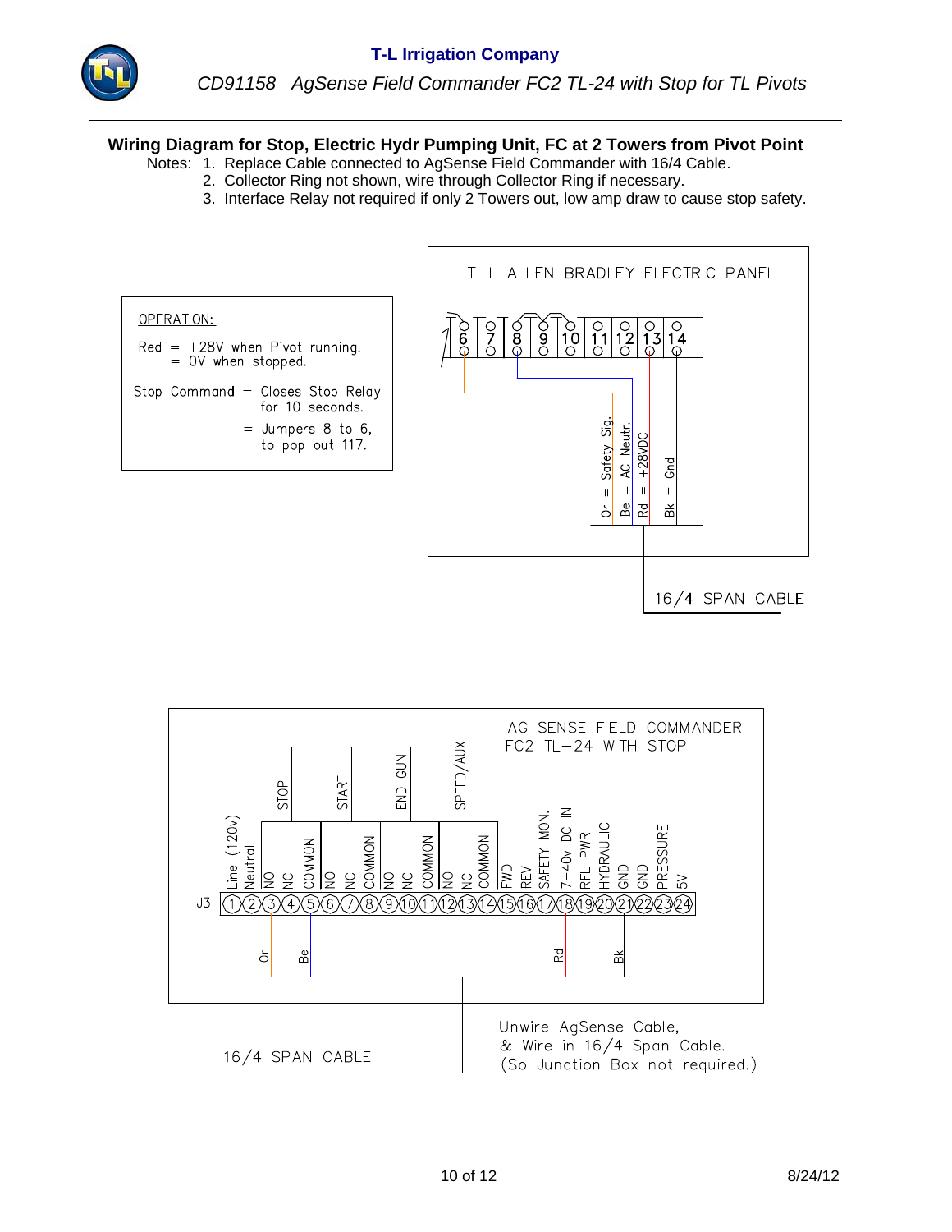## Wiring Diagram for Stop, Electric Hydr Pumping Unit, FC at 2 Towers from Pivot Point

Notes:
1. Replace Cable connected to AgSense Field Commander with 16/4 Cable.
2. Collector Ring not shown, wire through Collector Ring if necessary.
3. Interface Relay not required if only 2 Towers out, low amp draw to cause stop safety.

OPERATION:

Red = +28V when Pivot running.
= 0V when stopped.

Stop Command = Closes Stop Relay for 10 seconds.
= Jumpers 8 to 6, to pop out 117.

T–L ALLEN BRADLEY ELECTRIC PANEL

6 7 8 9 10 11 12 13 14

Or = Safety Sig.
Be = AC Neutr.
Rd = +28VDC
Bk = Gnd

16/4 SPAN CABLE

AG SENSE FIELD COMMANDER
FC2 TL–24 WITH STOP

J3

| 1 | 2 | 3 | 4 | 5 | 6 | 7 | 8 | 9 | 10 | 11 | 12 | 13 | 14 | 15 | 16 | 17 | 18 | 19 | 20 | 21 | 22 | 23 | 24 |
|---|---|---|---|---|---|---|---|---|---|---|---|---|---|---|---|---|---|---|---|---|---|---|---|
| Line (120v) | Neutral | NO (STOP) | NC (STOP) | COMMON (STOP) | NO (START) | NC (START) | COMMON (START) | NO (END GUN) | NC (END GUN) | COMMON (END GUN) | NO (SPEED/AUX) | NC (SPEED/AUX) | COMMON (SPEED/AUX) | FWD | REV | SAFETY MON. | 7-40v DC IN | RFL PWR | HYDRAULIC | GND | GND | PRESSURE | 5V |
| | | Or | | Be | | | | | | | | | | | | | Rd | | | Bk | | | |

16/4 SPAN CABLE

Unwire AgSense Cable,
& Wire in 16/4 Span Cable.
(So Junction Box not required.)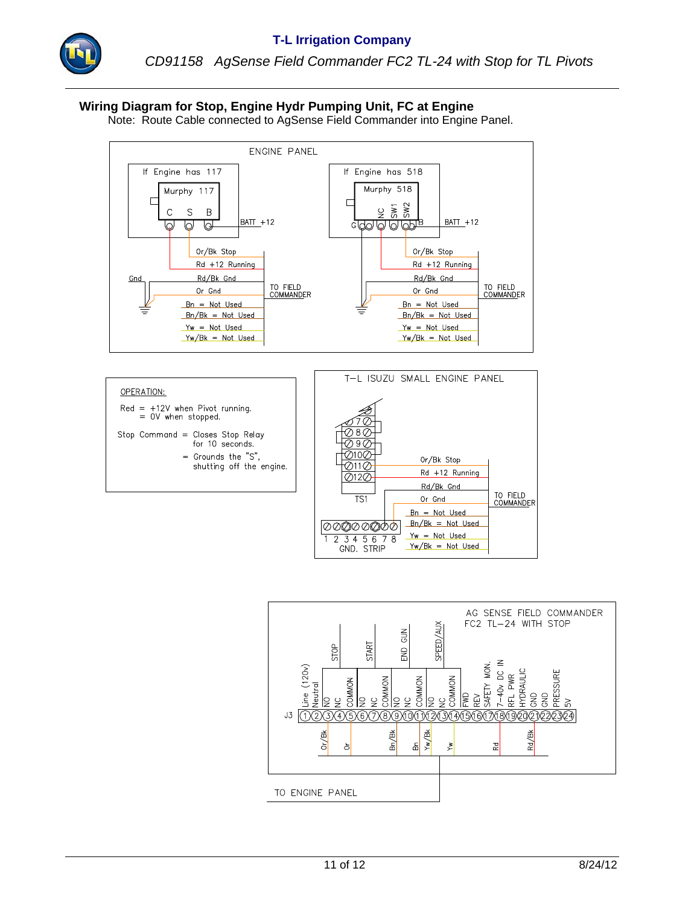## Wiring Diagram for Stop, Engine Hydr Pumping Unit, FC at Engine

Note: Route Cable connected to AgSense Field Commander into Engine Panel.

ENGINE PANEL

If Engine has 117

Murphy 117

C S B

BATT +12

Or/Bk Stop

Rd +12 Running

Gnd

Rd/Bk Gnd

Or Gnd

TO FIELD COMMANDER

Bn = Not Used

Bn/Bk = Not Used

Yw = Not Used

Yw/Bk = Not Used

If Engine has 518

Murphy 518

G NC SW1 SW2 B

BATT +12

Or/Bk Stop

Rd +12 Running

Rd/Bk Gnd

Or Gnd

TO FIELD COMMANDER

Bn = Not Used

Bn/Bk = Not Used

Yw = Not Used

Yw/Bk = Not Used

OPERATION:

Red = +12V when Pivot running.
= 0V when stopped.

Stop Command = Closes Stop Relay for 10 seconds.
= Grounds the "S", shutting off the engine.

T-L ISUZU SMALL ENGINE PANEL

7 8 9 10 11 12

TS1

Or/Bk Stop

Rd +12 Running

Rd/Bk Gnd

Or Gnd

TO FIELD COMMANDER

Bn = Not Used

Bn/Bk = Not Used

Yw = Not Used

Yw/Bk = Not Used

1 2 3 4 5 6 7 8

GND. STRIP

AG SENSE FIELD COMMANDER FC2 TL-24 WITH STOP

STOP START END GUN SPEED/AUX

J3

| 1 | 2 | 3 | 4 | 5 | 6 | 7 | 8 | 9 | 10 | 11 | 12 | 13 | 14 | 15 | 16 | 17 | 18 | 19 | 20 | 21 | 22 | 23 | 24 |
|---|---|---|---|---|---|---|---|---|---|---|---|---|---|---|---|---|---|---|---|---|---|---|---|
| Line (120v) | Neutral | NO | NC | COMMON | NO | NC | COMMON | NO | NC | COMMON | NO | NC | COMMON | FWD | REV | SAFETY MON. | 7-40v DC IN | RFL PWR | HYDRAULIC | GND | GND | PRESSURE | 5V |

Or/Bk, Or, Bn/Bk, Bn, Yw/Bk, Yw, Rd, Rd/Bk

TO ENGINE PANEL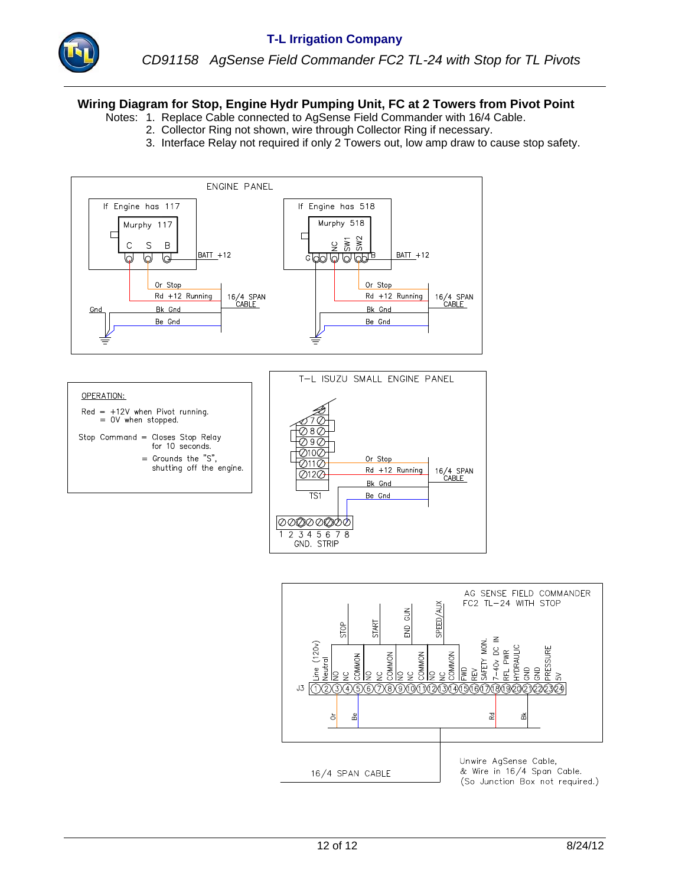## Wiring Diagram for Stop, Engine Hydr Pumping Unit, FC at 2 Towers from Pivot Point

Notes:
1. Replace Cable connected to AgSense Field Commander with 16/4 Cable.
2. Collector Ring not shown, wire through Collector Ring if necessary.
3. Interface Relay not required if only 2 Towers out, low amp draw to cause stop safety.

ENGINE PANEL

If Engine has 117

Murphy 117

C S B

BATT +12

Gnd

Or Stop

Rd +12 Running

Bk Gnd

Be Gnd

16/4 SPAN CABLE

If Engine has 518

Murphy 518

NC SW1 SW2

G B

BATT +12

Or Stop

Rd +12 Running

Bk Gnd

Be Gnd

16/4 SPAN CABLE

OPERATION:

Red = +12V when Pivot running.
= 0V when stopped.

Stop Command = Closes Stop Relay for 10 seconds.
= Grounds the "S", shutting off the engine.

T–L ISUZU SMALL ENGINE PANEL

7 8 9 10 11 12

TS1

Or Stop

Rd +12 Running

Bk Gnd

Be Gnd

16/4 SPAN CABLE

1 2 3 4 5 6 7 8

GND. STRIP

AG SENSE FIELD COMMANDER FC2 TL–24 WITH STOP

STOP

START

END GUN

SPEED/AUX

Line (120v)
Neutral
NO
NC
COMMON
NO
NC
COMMON
NO
NC
COMMON
NO
NC
COMMON
FWD
REV
SAFETY MON.
7–40v DC IN
RFL PWR
HYDRAULIC
GND
GND
PRESSURE
5V

J3 1 2 3 4 5 6 7 8 9 10 11 12 13 14 15 16 17 18 19 20 21 22 23 24

Or Be Rd Bk

16/4 SPAN CABLE

Unwire AgSense Cable,
& Wire in 16/4 Span Cable.
(So Junction Box not required.)